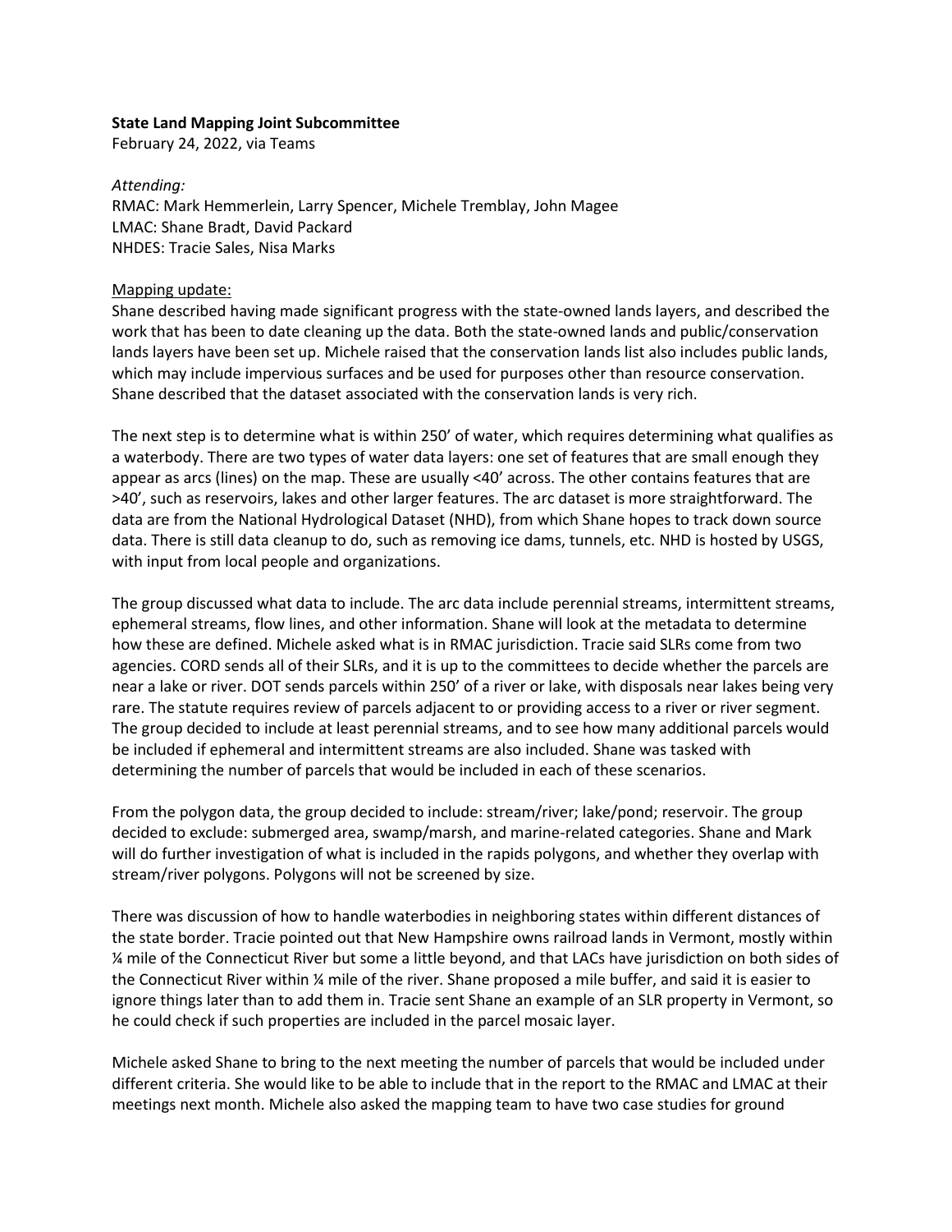**State Land Mapping Joint Subcommittee**
February 24, 2022, via Teams

*Attending:*
RMAC: Mark Hemmerlein, Larry Spencer, Michele Tremblay, John Magee
LMAC: Shane Bradt, David Packard
NHDES: Tracie Sales, Nisa Marks

Mapping update:

Shane described having made significant progress with the state-owned lands layers, and described the work that has been to date cleaning up the data. Both the state-owned lands and public/conservation lands layers have been set up. Michele raised that the conservation lands list also includes public lands, which may include impervious surfaces and be used for purposes other than resource conservation. Shane described that the dataset associated with the conservation lands is very rich.

The next step is to determine what is within 250' of water, which requires determining what qualifies as a waterbody. There are two types of water data layers: one set of features that are small enough they appear as arcs (lines) on the map. These are usually <40' across. The other contains features that are >40', such as reservoirs, lakes and other larger features. The arc dataset is more straightforward. The data are from the National Hydrological Dataset (NHD), from which Shane hopes to track down source data. There is still data cleanup to do, such as removing ice dams, tunnels, etc. NHD is hosted by USGS, with input from local people and organizations.

The group discussed what data to include. The arc data include perennial streams, intermittent streams, ephemeral streams, flow lines, and other information. Shane will look at the metadata to determine how these are defined. Michele asked what is in RMAC jurisdiction. Tracie said SLRs come from two agencies. CORD sends all of their SLRs, and it is up to the committees to decide whether the parcels are near a lake or river. DOT sends parcels within 250' of a river or lake, with disposals near lakes being very rare. The statute requires review of parcels adjacent to or providing access to a river or river segment. The group decided to include at least perennial streams, and to see how many additional parcels would be included if ephemeral and intermittent streams are also included. Shane was tasked with determining the number of parcels that would be included in each of these scenarios.

From the polygon data, the group decided to include: stream/river; lake/pond; reservoir. The group decided to exclude: submerged area, swamp/marsh, and marine-related categories. Shane and Mark will do further investigation of what is included in the rapids polygons, and whether they overlap with stream/river polygons. Polygons will not be screened by size.

There was discussion of how to handle waterbodies in neighboring states within different distances of the state border. Tracie pointed out that New Hampshire owns railroad lands in Vermont, mostly within ¼ mile of the Connecticut River but some a little beyond, and that LACs have jurisdiction on both sides of the Connecticut River within ¼ mile of the river. Shane proposed a mile buffer, and said it is easier to ignore things later than to add them in. Tracie sent Shane an example of an SLR property in Vermont, so he could check if such properties are included in the parcel mosaic layer.

Michele asked Shane to bring to the next meeting the number of parcels that would be included under different criteria. She would like to be able to include that in the report to the RMAC and LMAC at their meetings next month. Michele also asked the mapping team to have two case studies for ground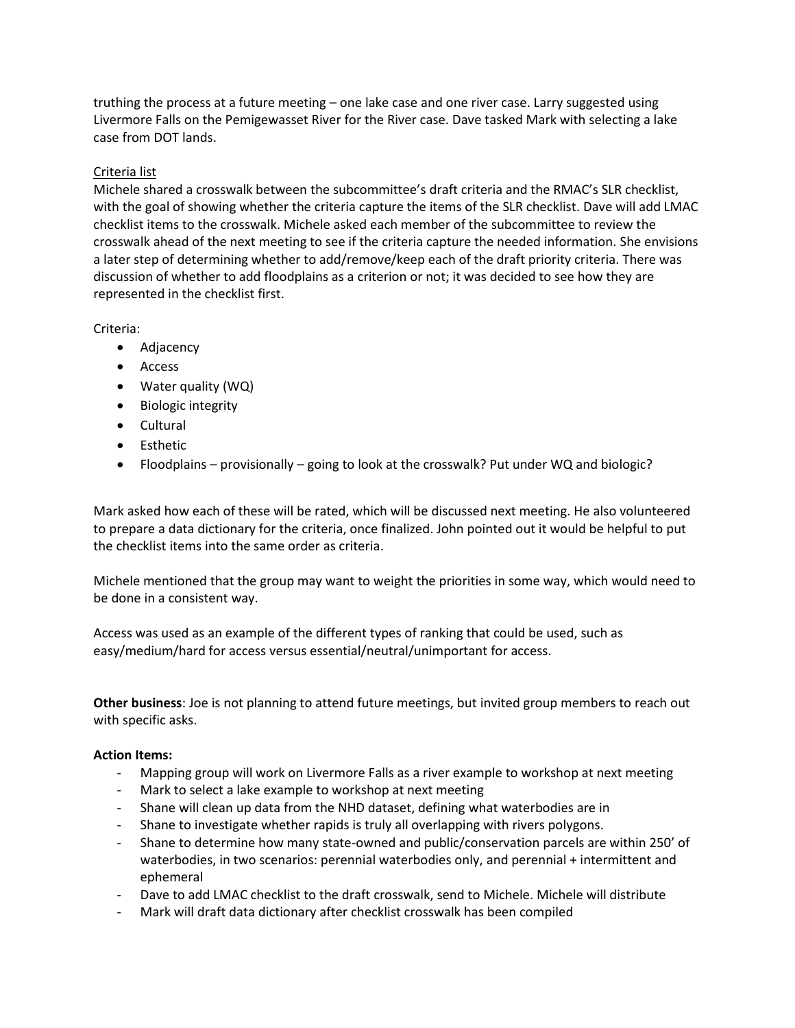truthing the process at a future meeting – one lake case and one river case. Larry suggested using Livermore Falls on the Pemigewasset River for the River case. Dave tasked Mark with selecting a lake case from DOT lands.

<u>Criteria list</u>

Michele shared a crosswalk between the subcommittee's draft criteria and the RMAC's SLR checklist, with the goal of showing whether the criteria capture the items of the SLR checklist. Dave will add LMAC checklist items to the crosswalk. Michele asked each member of the subcommittee to review the crosswalk ahead of the next meeting to see if the criteria capture the needed information. She envisions a later step of determining whether to add/remove/keep each of the draft priority criteria. There was discussion of whether to add floodplains as a criterion or not; it was decided to see how they are represented in the checklist first.

Criteria:

- Adjacency
- Access
- Water quality (WQ)
- Biologic integrity
- Cultural
- Esthetic
- Floodplains – provisionally – going to look at the crosswalk? Put under WQ and biologic?

Mark asked how each of these will be rated, which will be discussed next meeting. He also volunteered to prepare a data dictionary for the criteria, once finalized. John pointed out it would be helpful to put the checklist items into the same order as criteria.

Michele mentioned that the group may want to weight the priorities in some way, which would need to be done in a consistent way.

Access was used as an example of the different types of ranking that could be used, such as easy/medium/hard for access versus essential/neutral/unimportant for access.

**Other business**: Joe is not planning to attend future meetings, but invited group members to reach out with specific asks.

**Action Items:**

- Mapping group will work on Livermore Falls as a river example to workshop at next meeting
- Mark to select a lake example to workshop at next meeting
- Shane will clean up data from the NHD dataset, defining what waterbodies are in
- Shane to investigate whether rapids is truly all overlapping with rivers polygons.
- Shane to determine how many state-owned and public/conservation parcels are within 250' of waterbodies, in two scenarios: perennial waterbodies only, and perennial + intermittent and ephemeral
- Dave to add LMAC checklist to the draft crosswalk, send to Michele. Michele will distribute
- Mark will draft data dictionary after checklist crosswalk has been compiled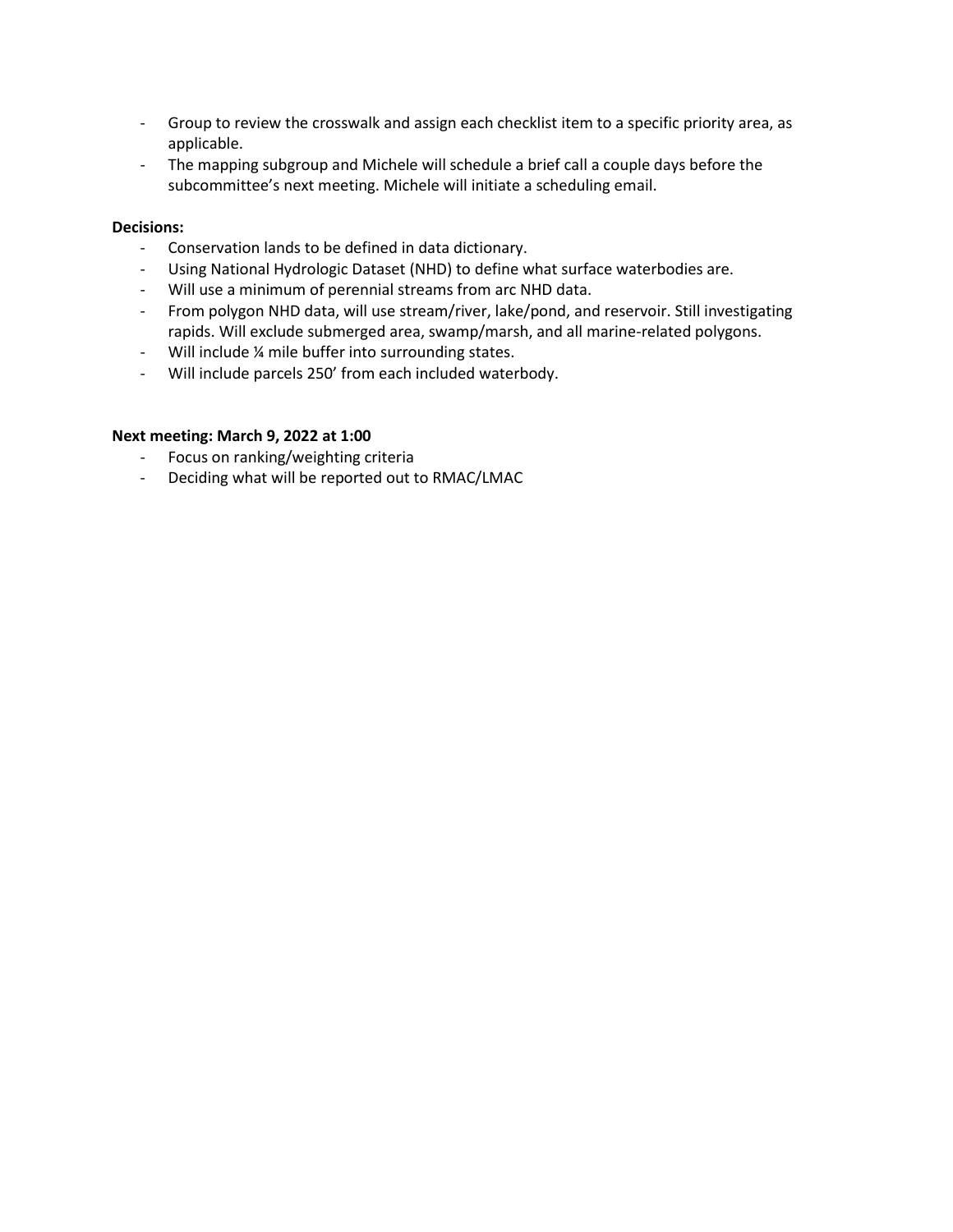- Group to review the crosswalk and assign each checklist item to a specific priority area, as applicable.
- The mapping subgroup and Michele will schedule a brief call a couple days before the subcommittee's next meeting. Michele will initiate a scheduling email.

**Decisions:**

- Conservation lands to be defined in data dictionary.
- Using National Hydrologic Dataset (NHD) to define what surface waterbodies are.
- Will use a minimum of perennial streams from arc NHD data.
- From polygon NHD data, will use stream/river, lake/pond, and reservoir. Still investigating rapids. Will exclude submerged area, swamp/marsh, and all marine-related polygons.
- Will include ¼ mile buffer into surrounding states.
- Will include parcels 250' from each included waterbody.

**Next meeting: March 9, 2022 at 1:00**

- Focus on ranking/weighting criteria
- Deciding what will be reported out to RMAC/LMAC